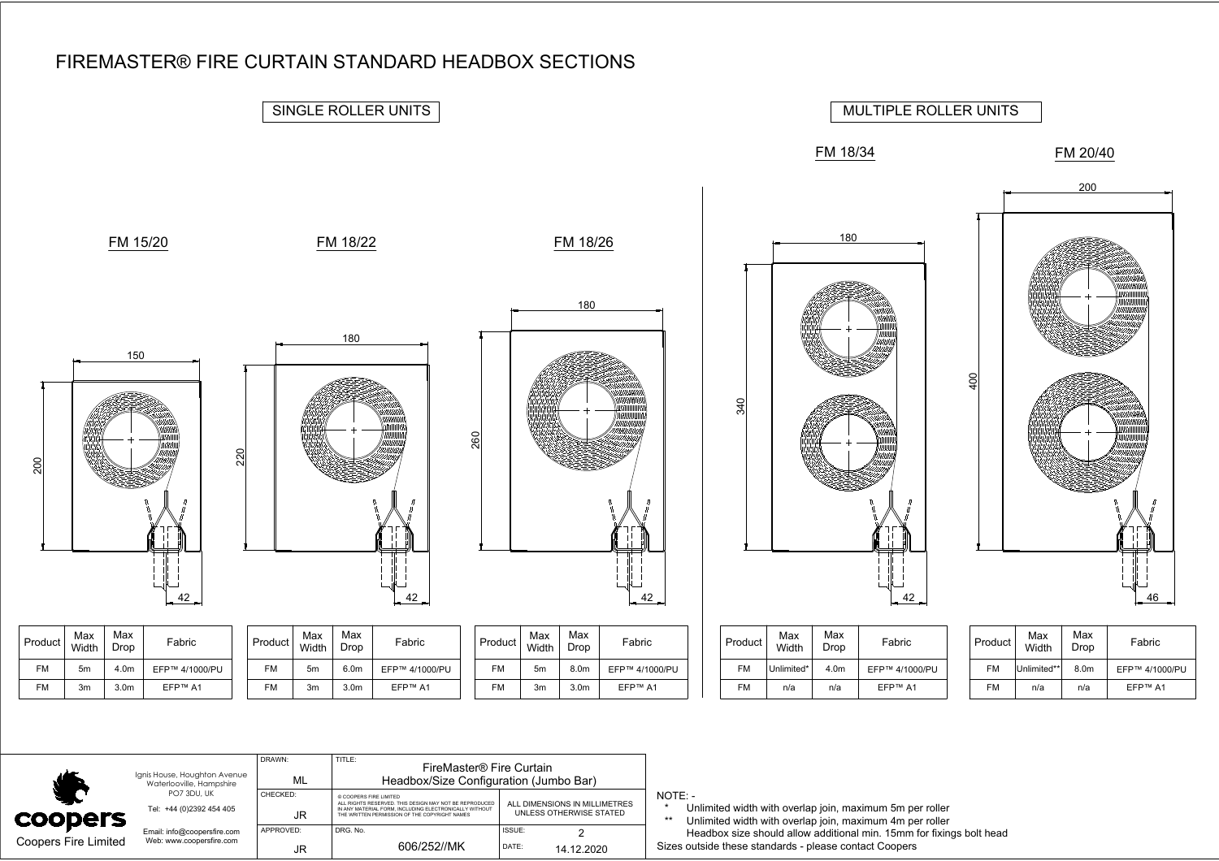# FIREMASTER® FIRE CURTAIN STANDARD HEADBOX SECTIONS

## SINGLE ROLLER UNITS

### FM 15/20

150 × 200, 42

| Product | Max Width | Max Drop | Fabric |
|---|---|---|---|
| FM | 5m | 4.0m | EFP™ 4/1000/PU |
| FM | 3m | 3.0m | EFP™ A1 |

### FM 18/22

180 × 220, 42

| Product | Max Width | Max Drop | Fabric |
|---|---|---|---|
| FM | 5m | 6.0m | EFP™ 4/1000/PU |
| FM | 3m | 3.0m | EFP™ A1 |

### FM 18/26

180 × 260, 42

| Product | Max Width | Max Drop | Fabric |
|---|---|---|---|
| FM | 5m | 8.0m | EFP™ 4/1000/PU |
| FM | 3m | 3.0m | EFP™ A1 |

## MULTIPLE ROLLER UNITS

### FM 18/34

180 × 340, 42

| Product | Max Width | Max Drop | Fabric |
|---|---|---|---|
| FM | Unlimited* | 4.0m | EFP™ 4/1000/PU |
| FM | n/a | n/a | EFP™ A1 |

### FM 20/40

200 × 400, 46

| Product | Max Width | Max Drop | Fabric |
|---|---|---|---|
| FM | Unlimited** | 8.0m | EFP™ 4/1000/PU |
| FM | n/a | n/a | EFP™ A1 |

NOTE: -

\* Unlimited width with overlap join, maximum 5m per roller

\*\* Unlimited width with overlap join, maximum 4m per roller

Headbox size should allow additional min. 15mm for fixings bolt head

Sizes outside these standards - please contact Coopers

| | | |
|---|---|---|
| coopers<br>Coopers Fire Limited<br>Ignis House, Houghton Avenue<br>Waterlooville, Hampshire<br>PO7 3DU, UK<br>Tel: +44 (0)2392 454 405<br>Email: info@coopersfire.com<br>Web: www.coopersfire.com | DRAWN: ML | TITLE: FireMaster® Fire Curtain Headbox/Size Configuration (Jumbo Bar) |
| | CHECKED: JR | © COOPERS FIRE LIMITED ALL RIGHTS RESERVED. THIS DESIGN MAY NOT BE REPRODUCED IN ANY MATERIAL FORM, INCLUDING ELECTRONICALLY WITHOUT THE WRITTEN PERMISSION OF THE COPYRIGHT NAMES — ALL DIMENSIONS IN MILLIMETRES UNLESS OTHERWISE STATED |
| | APPROVED: JR | DRG. No. 606/252//MK — ISSUE: 2 — DATE: 14.12.2020 |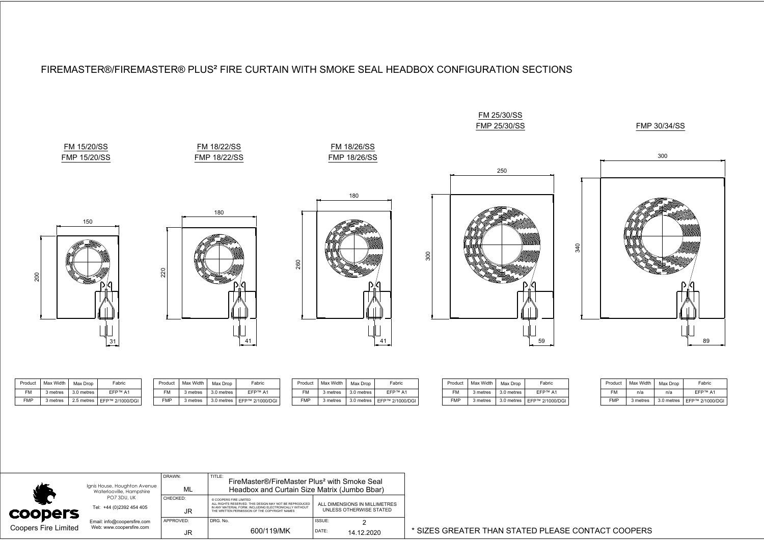# FIREMASTER®/FIREMASTER® PLUS² FIRE CURTAIN WITH SMOKE SEAL HEADBOX CONFIGURATION SECTIONS

## FM 15/20/SS
## FMP 15/20/SS

150 × 200; 31

| Product | Max Width | Max Drop | Fabric |
|---|---|---|---|
| FM | 3 metres | 3.0 metres | EFP™ A1 |
| FMP | 3 metres | 2.5 metres | EFP™ 2/1000/DGI |

## FM 18/22/SS
## FMP 18/22/SS

180 × 220; 41

| Product | Max Width | Max Drop | Fabric |
|---|---|---|---|
| FM | 3 metres | 3.0 metres | EFP™ A1 |
| FMP | 3 metres | 3.0 metres | EFP™ 2/1000/DGI |

## FM 18/26/SS
## FMP 18/26/SS

180 × 260; 41

| Product | Max Width | Max Drop | Fabric |
|---|---|---|---|
| FM | 3 metres | 3.0 metres | EFP™ A1 |
| FMP | 3 metres | 3.0 metres | EFP™ 2/1000/DGI |

## FM 25/30/SS
## FMP 25/30/SS

250 × 300; 59

| Product | Max Width | Max Drop | Fabric |
|---|---|---|---|
| FM | 3 metres | 3.0 metres | EFP™ A1 |
| FMP | 3 metres | 3.0 metres | EFP™ 2/1000/DGI |

## FMP 30/34/SS

300 × 340; 89

| Product | Max Width | Max Drop | Fabric |
|---|---|---|---|
| FM | n/a | n/a | EFP™ A1 |
| FMP | 3 metres | 3.0 metres | EFP™ 2/1000/DGI |

\* SIZES GREATER THAN STATED PLEASE CONTACT COOPERS

coopers
Coopers Fire Limited

Ignis House, Houghton Avenue
Waterlooville, Hampshire
PO7 3DU, UK
Tel: +44 (0)2392 454 405
Email: info@coopersfire.com
Web: www.coopersfire.com

| DRAWN: ML | TITLE: FireMaster®/FireMaster Plus² with Smoke Seal Headbox and Curtain Size Matrix (Jumbo Bbar) | |
|---|---|---|
| CHECKED: JR | © COOPERS FIRE LIMITED ALL RIGHTS RESERVED. THIS DESIGN MAY NOT BE REPRODUCED IN ANY MATERIAL FORM, INCLUDING ELECTRONICALLY WITHOUT THE WRITTEN PERMISSION OF THE COPYRIGHT NAMES | ALL DIMENSIONS IN MILLIMETRES UNLESS OTHERWISE STATED |
| APPROVED: JR | DRG. No. 600/119/MK | ISSUE: 2 DATE: 14.12.2020 |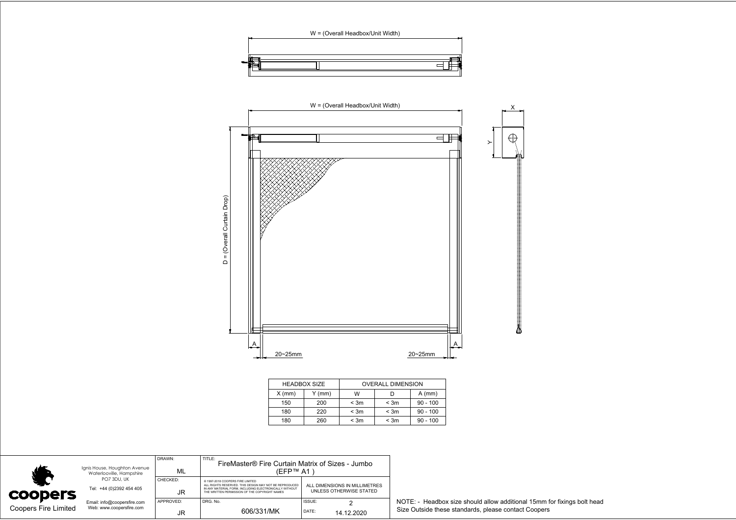W = (Overall Headbox/Unit Width)

W = (Overall Headbox/Unit Width)

D = (Overall Curtain Drop)

X

Y

A

A

20~25mm

20~25mm

| HEADBOX SIZE | | OVERALL DIMENSION | | |
|---|---|---|---|---|
| X (mm) | Y (mm) | W | D | A (mm) |
| 150 | 200 | < 3m | < 3m | 90 - 100 |
| 180 | 220 | < 3m | < 3m | 90 - 100 |
| 180 | 260 | < 3m | < 3m | 90 - 100 |

coopers

Coopers Fire Limited

Ignis House, Houghton Avenue
Waterlooville, Hampshire
PO7 3DU, UK

Tel: +44 (0)2392 454 405

Email: info@coopersfire.com
Web: www.coopersfire.com

| DRAWN: ML | TITLE: FireMaster® Fire Curtain Matrix of Sizes - Jumbo (EFP™ A1 ) | |
|---|---|---|
| CHECKED: JR | © 1997-2018 COOPERS FIRE LIMITED ALL RIGHTS RESERVED. THIS DESIGN MAY NOT BE REPRODUCED IN ANY MATERIAL FORM, INCLUDING ELECTRONICALLY WITHOUT THE WRITTEN PERMISSION OF THE COPYRIGHT NAMES | ALL DIMENSIONS IN MILLIMETRES UNLESS OTHERWISE STATED |
| APPROVED: JR | DRG. No. 606/331/MK | ISSUE: 2 DATE: 14.12.2020 |

NOTE: - Headbox size should allow additional 15mm for fixings bolt head
Size Outside these standards, please contact Coopers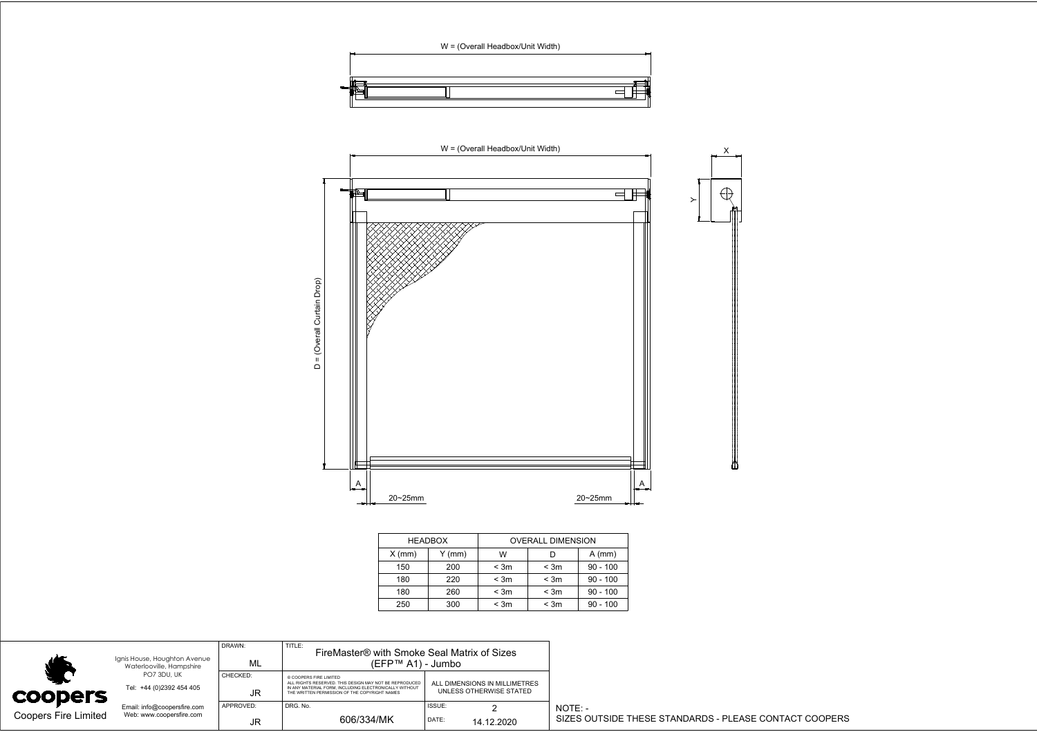W = (Overall Headbox/Unit Width)

W = (Overall Headbox/Unit Width)

D = (Overall Curtain Drop)

A

A

20~25mm

20~25mm

X

Y

| HEADBOX | | OVERALL DIMENSION | | |
|---|---|---|---|---|
| X (mm) | Y (mm) | W | D | A (mm) |
| 150 | 200 | < 3m | < 3m | 90 - 100 |
| 180 | 220 | < 3m | < 3m | 90 - 100 |
| 180 | 260 | < 3m | < 3m | 90 - 100 |
| 250 | 300 | < 3m | < 3m | 90 - 100 |

**coopers**

Coopers Fire Limited

Ignis House, Houghton Avenue
Waterlooville, Hampshire
PO7 3DU, UK

Tel: +44 (0)2392 454 405

Email: info@coopersfire.com
Web: www.coopersfire.com

| | | | |
|---|---|---|---|
| DRAWN: ML | TITLE: FireMaster® with Smoke Seal Matrix of Sizes (EFP™ A1) - Jumbo | | |
| CHECKED: JR | © COOPERS FIRE LIMITED ALL RIGHTS RESERVED. THIS DESIGN MAY NOT BE REPRODUCED IN ANY MATERIAL FORM, INCLUDING ELECTRONICALLY WITHOUT THE WRITTEN PERMISSION OF THE COPYRIGHT NAMES | ALL DIMENSIONS IN MILLIMETRES UNLESS OTHERWISE STATED | |
| APPROVED: JR | DRG. No. 606/334/MK | ISSUE: 2 | DATE: 14.12.2020 |

NOTE: -
SIZES OUTSIDE THESE STANDARDS - PLEASE CONTACT COOPERS